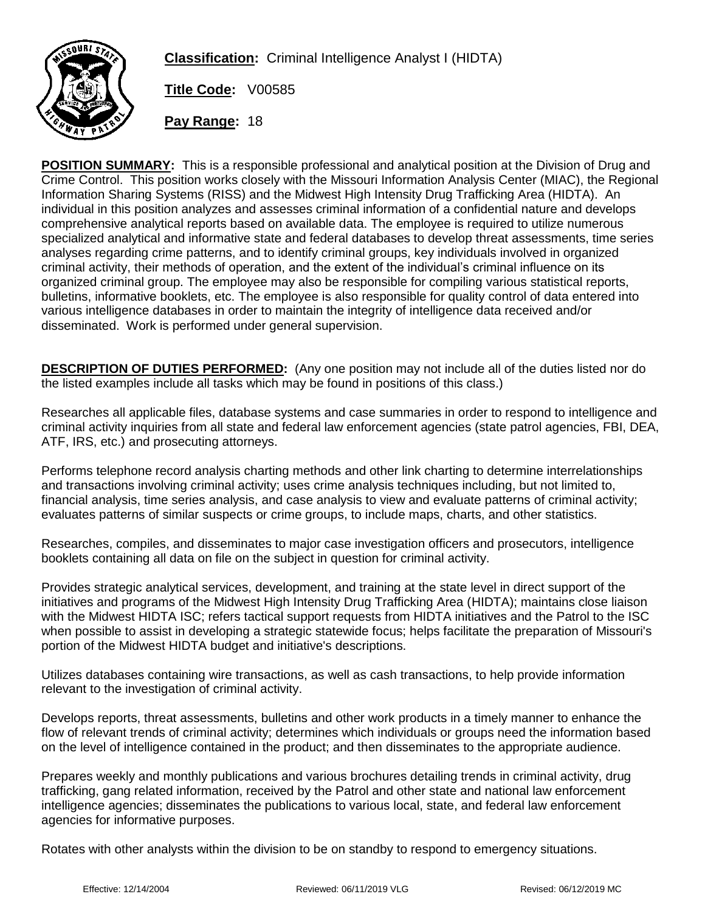**Classification:** Criminal Intelligence Analyst I (HIDTA)

**Title Code:** V00585

**Pay Range:** 18

**POSITION SUMMARY:** This is a responsible professional and analytical position at the Division of Drug and Crime Control. This position works closely with the Missouri Information Analysis Center (MIAC), the Regional Information Sharing Systems (RISS) and the Midwest High Intensity Drug Trafficking Area (HIDTA). An individual in this position analyzes and assesses criminal information of a confidential nature and develops comprehensive analytical reports based on available data. The employee is required to utilize numerous specialized analytical and informative state and federal databases to develop threat assessments, time series analyses regarding crime patterns, and to identify criminal groups, key individuals involved in organized criminal activity, their methods of operation, and the extent of the individual's criminal influence on its organized criminal group. The employee may also be responsible for compiling various statistical reports, bulletins, informative booklets, etc. The employee is also responsible for quality control of data entered into various intelligence databases in order to maintain the integrity of intelligence data received and/or disseminated. Work is performed under general supervision.

**DESCRIPTION OF DUTIES PERFORMED:** (Any one position may not include all of the duties listed nor do the listed examples include all tasks which may be found in positions of this class.)

Researches all applicable files, database systems and case summaries in order to respond to intelligence and criminal activity inquiries from all state and federal law enforcement agencies (state patrol agencies, FBI, DEA, ATF, IRS, etc.) and prosecuting attorneys.

Performs telephone record analysis charting methods and other link charting to determine interrelationships and transactions involving criminal activity; uses crime analysis techniques including, but not limited to, financial analysis, time series analysis, and case analysis to view and evaluate patterns of criminal activity; evaluates patterns of similar suspects or crime groups, to include maps, charts, and other statistics.

Researches, compiles, and disseminates to major case investigation officers and prosecutors, intelligence booklets containing all data on file on the subject in question for criminal activity.

Provides strategic analytical services, development, and training at the state level in direct support of the initiatives and programs of the Midwest High Intensity Drug Trafficking Area (HIDTA); maintains close liaison with the Midwest HIDTA ISC; refers tactical support requests from HIDTA initiatives and the Patrol to the ISC when possible to assist in developing a strategic statewide focus; helps facilitate the preparation of Missouri's portion of the Midwest HIDTA budget and initiative's descriptions.

Utilizes databases containing wire transactions, as well as cash transactions, to help provide information relevant to the investigation of criminal activity.

Develops reports, threat assessments, bulletins and other work products in a timely manner to enhance the flow of relevant trends of criminal activity; determines which individuals or groups need the information based on the level of intelligence contained in the product; and then disseminates to the appropriate audience.

Prepares weekly and monthly publications and various brochures detailing trends in criminal activity, drug trafficking, gang related information, received by the Patrol and other state and national law enforcement intelligence agencies; disseminates the publications to various local, state, and federal law enforcement agencies for informative purposes.

Rotates with other analysts within the division to be on standby to respond to emergency situations.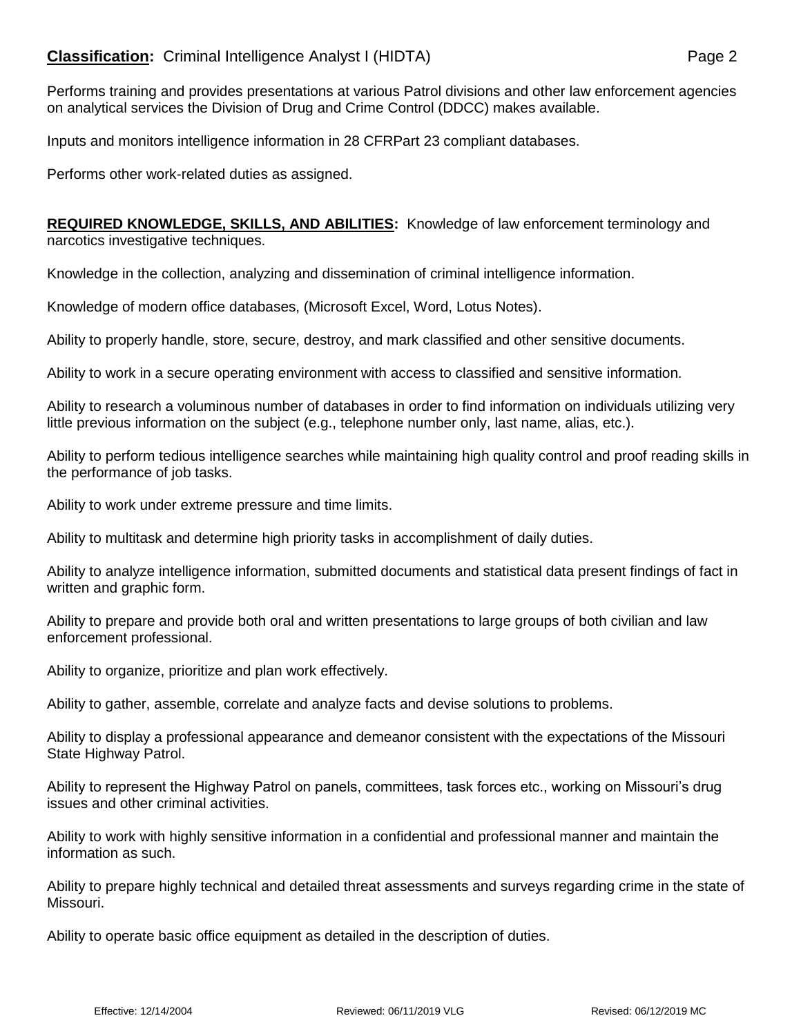**Classification:** Criminal Intelligence Analyst I (HIDTA)

Performs training and provides presentations at various Patrol divisions and other law enforcement agencies on analytical services the Division of Drug and Crime Control (DDCC) makes available.

Inputs and monitors intelligence information in 28 CFRPart 23 compliant databases.

Performs other work-related duties as assigned.

**REQUIRED KNOWLEDGE, SKILLS, AND ABILITIES:** Knowledge of law enforcement terminology and narcotics investigative techniques.

Knowledge in the collection, analyzing and dissemination of criminal intelligence information.

Knowledge of modern office databases, (Microsoft Excel, Word, Lotus Notes).

Ability to properly handle, store, secure, destroy, and mark classified and other sensitive documents.

Ability to work in a secure operating environment with access to classified and sensitive information.

Ability to research a voluminous number of databases in order to find information on individuals utilizing very little previous information on the subject (e.g., telephone number only, last name, alias, etc.).

Ability to perform tedious intelligence searches while maintaining high quality control and proof reading skills in the performance of job tasks.

Ability to work under extreme pressure and time limits.

Ability to multitask and determine high priority tasks in accomplishment of daily duties.

Ability to analyze intelligence information, submitted documents and statistical data present findings of fact in written and graphic form.

Ability to prepare and provide both oral and written presentations to large groups of both civilian and law enforcement professional.

Ability to organize, prioritize and plan work effectively.

Ability to gather, assemble, correlate and analyze facts and devise solutions to problems.

Ability to display a professional appearance and demeanor consistent with the expectations of the Missouri State Highway Patrol.

Ability to represent the Highway Patrol on panels, committees, task forces etc., working on Missouri's drug issues and other criminal activities.

Ability to work with highly sensitive information in a confidential and professional manner and maintain the information as such.

Ability to prepare highly technical and detailed threat assessments and surveys regarding crime in the state of Missouri.

Ability to operate basic office equipment as detailed in the description of duties.

Effective: 12/14/2004 Reviewed: 06/11/2019 VLG Revised: 06/12/2019 MC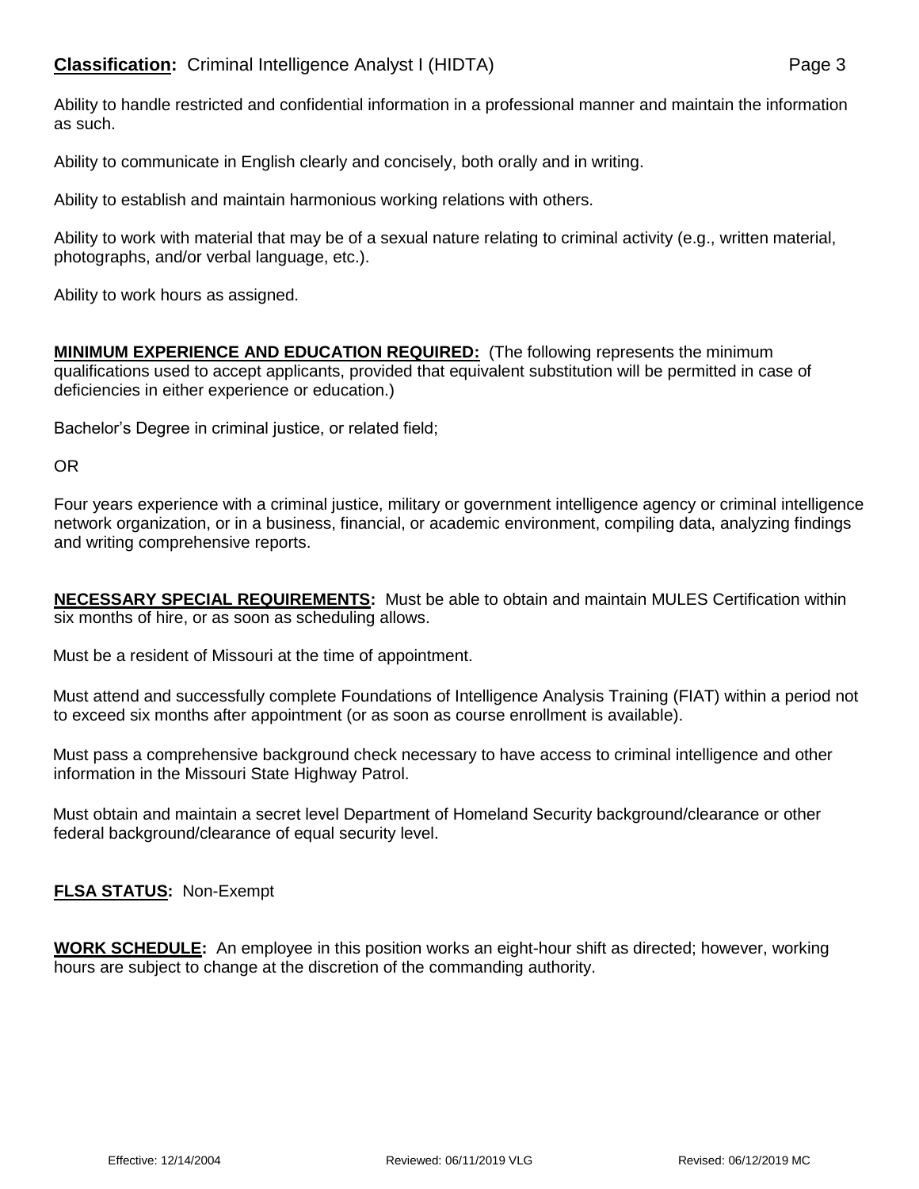Ability to handle restricted and confidential information in a professional manner and maintain the information as such.

Ability to communicate in English clearly and concisely, both orally and in writing.

Ability to establish and maintain harmonious working relations with others.

Ability to work with material that may be of a sexual nature relating to criminal activity (e.g., written material, photographs, and/or verbal language, etc.).

Ability to work hours as assigned.

**MINIMUM EXPERIENCE AND EDUCATION REQUIRED:** (The following represents the minimum qualifications used to accept applicants, provided that equivalent substitution will be permitted in case of deficiencies in either experience or education.)

Bachelor's Degree in criminal justice, or related field;

OR

Four years experience with a criminal justice, military or government intelligence agency or criminal intelligence network organization, or in a business, financial, or academic environment, compiling data, analyzing findings and writing comprehensive reports.

**NECESSARY SPECIAL REQUIREMENTS:** Must be able to obtain and maintain MULES Certification within six months of hire, or as soon as scheduling allows.

Must be a resident of Missouri at the time of appointment.

Must attend and successfully complete Foundations of Intelligence Analysis Training (FIAT) within a period not to exceed six months after appointment (or as soon as course enrollment is available).

Must pass a comprehensive background check necessary to have access to criminal intelligence and other information in the Missouri State Highway Patrol.

Must obtain and maintain a secret level Department of Homeland Security background/clearance or other federal background/clearance of equal security level.

**FLSA STATUS:** Non-Exempt

**WORK SCHEDULE:** An employee in this position works an eight-hour shift as directed; however, working hours are subject to change at the discretion of the commanding authority.